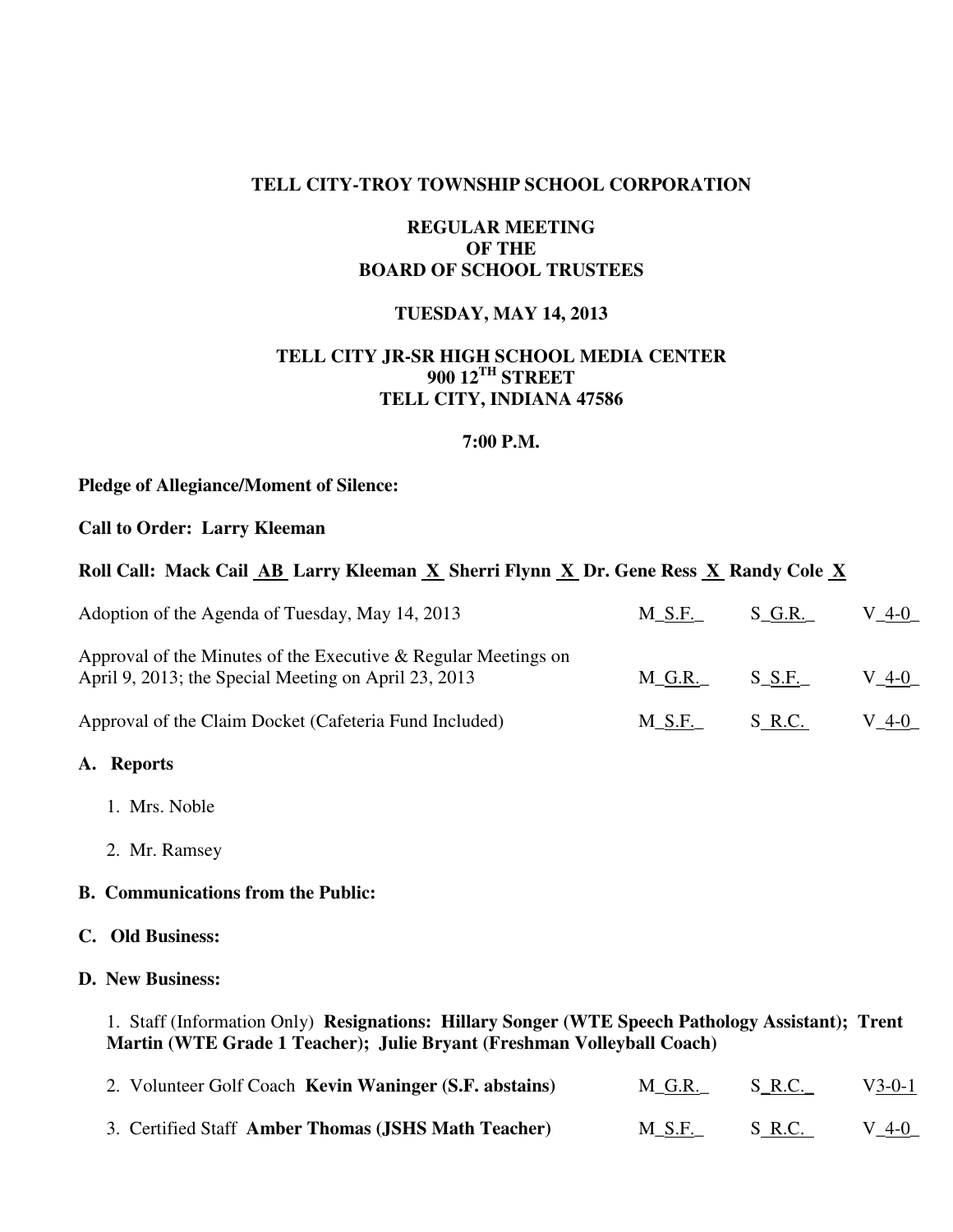**TELL CITY-TROY TOWNSHIP SCHOOL CORPORATION**

**REGULAR MEETING**
**OF THE**
**BOARD OF SCHOOL TRUSTEES**

**TUESDAY, MAY 14, 2013**

**TELL CITY JR-SR HIGH SCHOOL MEDIA CENTER**
**900 12TH STREET**
**TELL CITY, INDIANA 47586**

**7:00 P.M.**

**Pledge of Allegiance/Moment of Silence:**

**Call to Order: Larry Kleeman**

**Roll Call: Mack Cail AB Larry Kleeman X Sherri Flynn X Dr. Gene Ress X Randy Cole X**

| | M | S | V |
|---|---|---|---|
| Adoption of the Agenda of Tuesday, May 14, 2013 | S.F. | G.R. | 4-0 |
| Approval of the Minutes of the Executive & Regular Meetings on April 9, 2013; the Special Meeting on April 23, 2013 | G.R. | S.F. | 4-0 |
| Approval of the Claim Docket (Cafeteria Fund Included) | S.F. | R.C. | 4-0 |

**A. Reports**

1. Mrs. Noble
2. Mr. Ramsey

**B. Communications from the Public:**

**C. Old Business:**

**D. New Business:**

1. Staff (Information Only) **Resignations: Hillary Songer (WTE Speech Pathology Assistant); Trent Martin (WTE Grade 1 Teacher); Julie Bryant (Freshman Volleyball Coach)**

| | M | S | V |
|---|---|---|---|
| 2. Volunteer Golf Coach **Kevin Waninger (S.F. abstains)** | G.R. | R.C. | 3-0-1 |
| 3. Certified Staff **Amber Thomas (JSHS Math Teacher)** | S.F. | R.C. | 4-0 |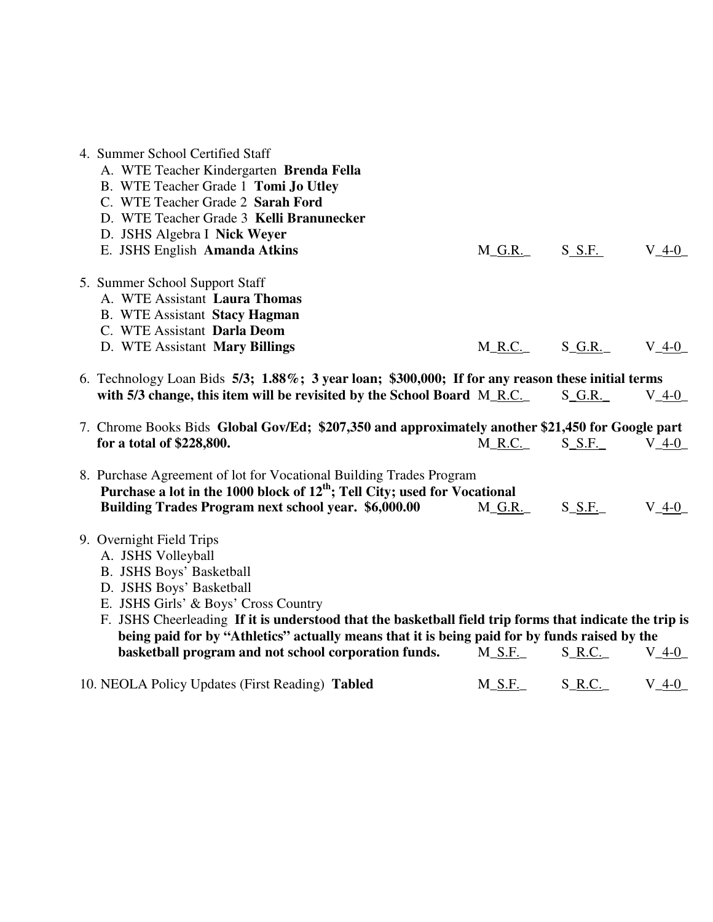4. Summer School Certified Staff
   A. WTE Teacher Kindergarten **Brenda Fella**
   B. WTE Teacher Grade 1 **Tomi Jo Utley**
   C. WTE Teacher Grade 2 **Sarah Ford**
   D. WTE Teacher Grade 3 **Kelli Branunecker**
   D. JSHS Algebra I **Nick Weyer**
   E. JSHS English **Amanda Atkins** M_G.R._ S_S.F._ V_4-0_

5. Summer School Support Staff
   A. WTE Assistant **Laura Thomas**
   B. WTE Assistant **Stacy Hagman**
   C. WTE Assistant **Darla Deom**
   D. WTE Assistant **Mary Billings** M_R.C._ S_G.R._ V_4-0_

6. Technology Loan Bids **5/3; 1.88%; 3 year loan; $300,000; If for any reason these initial terms with 5/3 change, this item will be revisited by the School Board** M_R.C._ S_G.R._ V_4-0_

7. Chrome Books Bids **Global Gov/Ed; $207,350 and approximately another $21,450 for Google part for a total of $228,800.** M_R.C._ S_S.F._ V_4-0_

8. Purchase Agreement of lot for Vocational Building Trades Program
   **Purchase a lot in the 1000 block of 12th; Tell City; used for Vocational Building Trades Program next school year. $6,000.00** M_G.R._ S_S.F._ V_4-0_

9. Overnight Field Trips
   A. JSHS Volleyball
   B. JSHS Boys' Basketball
   D. JSHS Boys' Basketball
   E. JSHS Girls' & Boys' Cross Country
   F. JSHS Cheerleading **If it is understood that the basketball field trip forms that indicate the trip is being paid for by "Athletics" actually means that it is being paid for by funds raised by the basketball program and not school corporation funds.** M_S.F._ S_R.C._ V_4-0_

10. NEOLA Policy Updates (First Reading) **Tabled** M_S.F._ S_R.C._ V_4-0_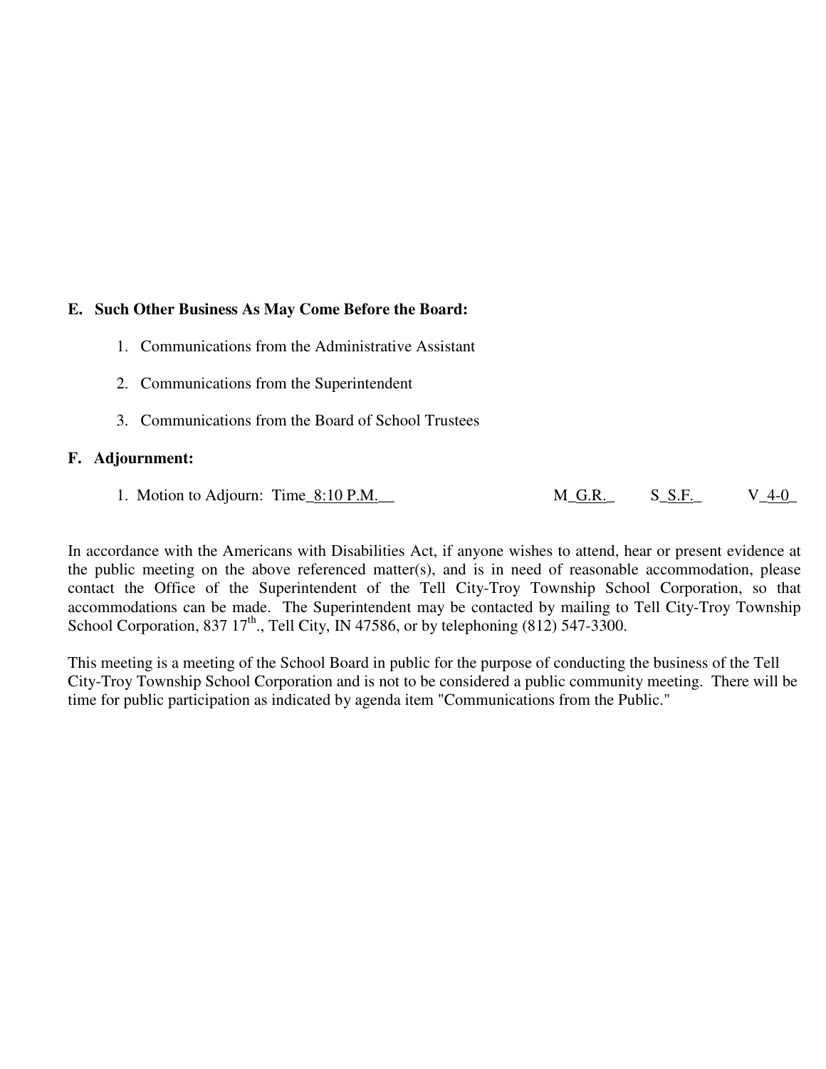**E. Such Other Business As May Come Before the Board:**

1. Communications from the Administrative Assistant
2. Communications from the Superintendent
3. Communications from the Board of School Trustees

**F. Adjournment:**

1. Motion to Adjourn: Time_8:10 P.M.__ M_G.R._ S_S.F._ V_4-0_

In accordance with the Americans with Disabilities Act, if anyone wishes to attend, hear or present evidence at the public meeting on the above referenced matter(s), and is in need of reasonable accommodation, please contact the Office of the Superintendent of the Tell City-Troy Township School Corporation, so that accommodations can be made. The Superintendent may be contacted by mailing to Tell City-Troy Township School Corporation, 837 17th., Tell City, IN 47586, or by telephoning (812) 547-3300.

This meeting is a meeting of the School Board in public for the purpose of conducting the business of the Tell City-Troy Township School Corporation and is not to be considered a public community meeting. There will be time for public participation as indicated by agenda item "Communications from the Public."